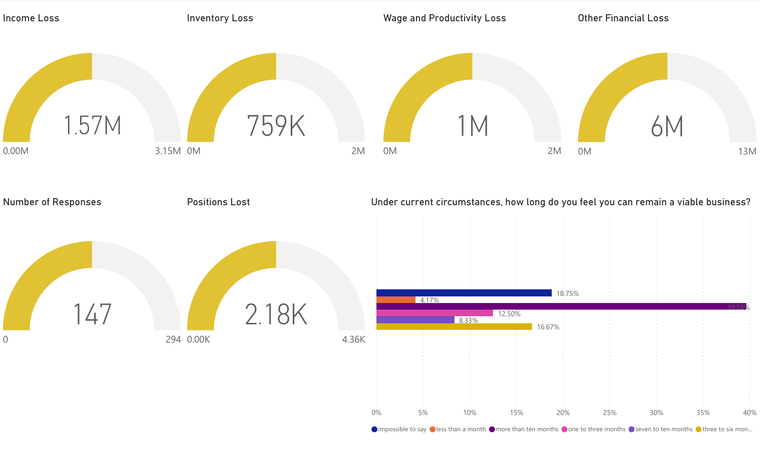## Income Loss

1.57M

0.00M — 3.15M

## Inventory Loss

759K

0M — 2M

## Wage and Productivity Loss

1M

0M — 2M

## Other Financial Loss

6M

0M — 13M

## Number of Responses

147

0 — 294

## Positions Lost

2.18K

0.00K — 4.36K

## Under current circumstances, how long do you feel you can remain a viable business?

| Response | Percentage |
| --- | --- |
| impossible to say | 18.75% |
| less than a month | 4.17% |
| more than ten months | 39.58% |
| one to three months | 12.50% |
| seven to ten months | 8.33% |
| three to six mon... | 16.67% |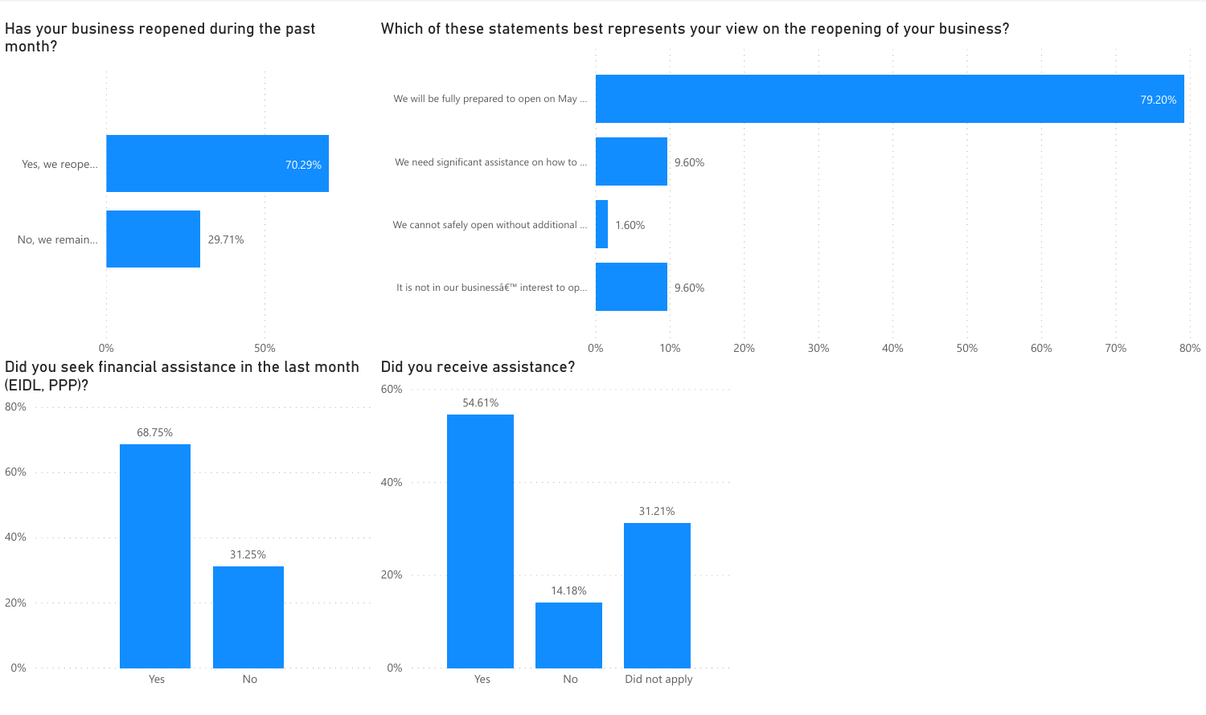## Has your business reopened during the past month?

Yes, we reope...
70.29%

No, we remain...
29.71%

0%
50%

## Which of these statements best represents your view on the reopening of your business?

We will be fully prepared to open on May ...
79.20%

We need significant assistance on how to ...
9.60%

We cannot safely open without additional ...
1.60%

It is not in our businessâ€™ interest to op...
9.60%

0%
10%
20%
30%
40%
50%
60%
70%
80%

## Did you seek financial assistance in the last month (EIDL, PPP)?

80%
60%
40%
20%
0%

68.75%
Yes

31.25%
No

## Did you receive assistance?

60%
40%
20%
0%

54.61%
Yes

14.18%
No

31.21%
Did not apply